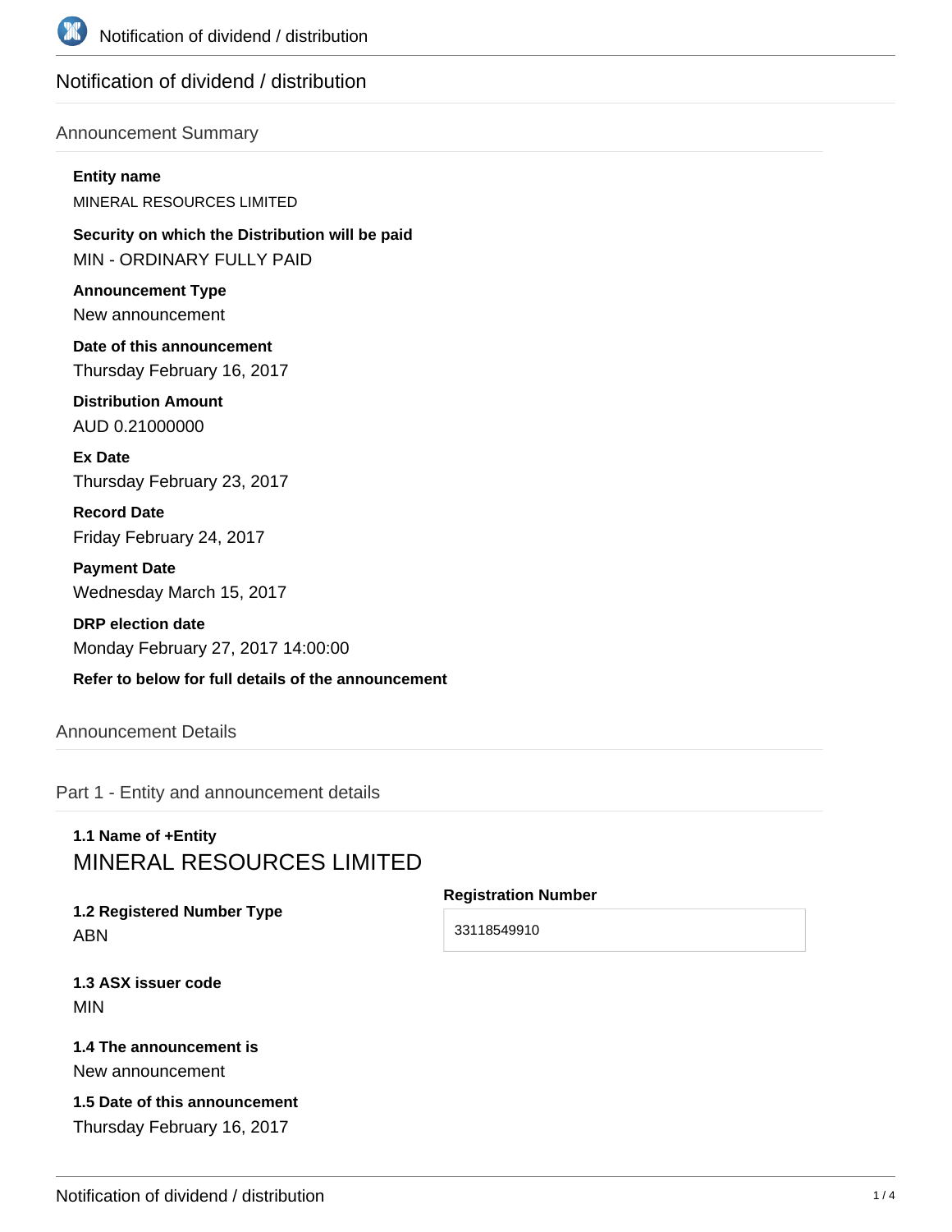# Notification of dividend / distribution

## Announcement Summary

**Entity name**

MINERAL RESOURCES LIMITED

**Security on which the Distribution will be paid**

MIN - ORDINARY FULLY PAID

**Announcement Type**

New announcement

**Date of this announcement**

Thursday February 16, 2017

**Distribution Amount**

AUD 0.21000000

**Ex Date**

Thursday February 23, 2017

**Record Date**

Friday February 24, 2017

**Payment Date**

Wednesday March 15, 2017

**DRP election date**

Monday February 27, 2017 14:00:00

**Refer to below for full details of the announcement**

## Announcement Details

### Part 1 - Entity and announcement details

**1.1 Name of +Entity**

MINERAL RESOURCES LIMITED

**1.2 Registered Number Type**

ABN

**Registration Number**

33118549910

**1.3 ASX issuer code**

MIN

**1.4 The announcement is**

New announcement

**1.5 Date of this announcement**

Thursday February 16, 2017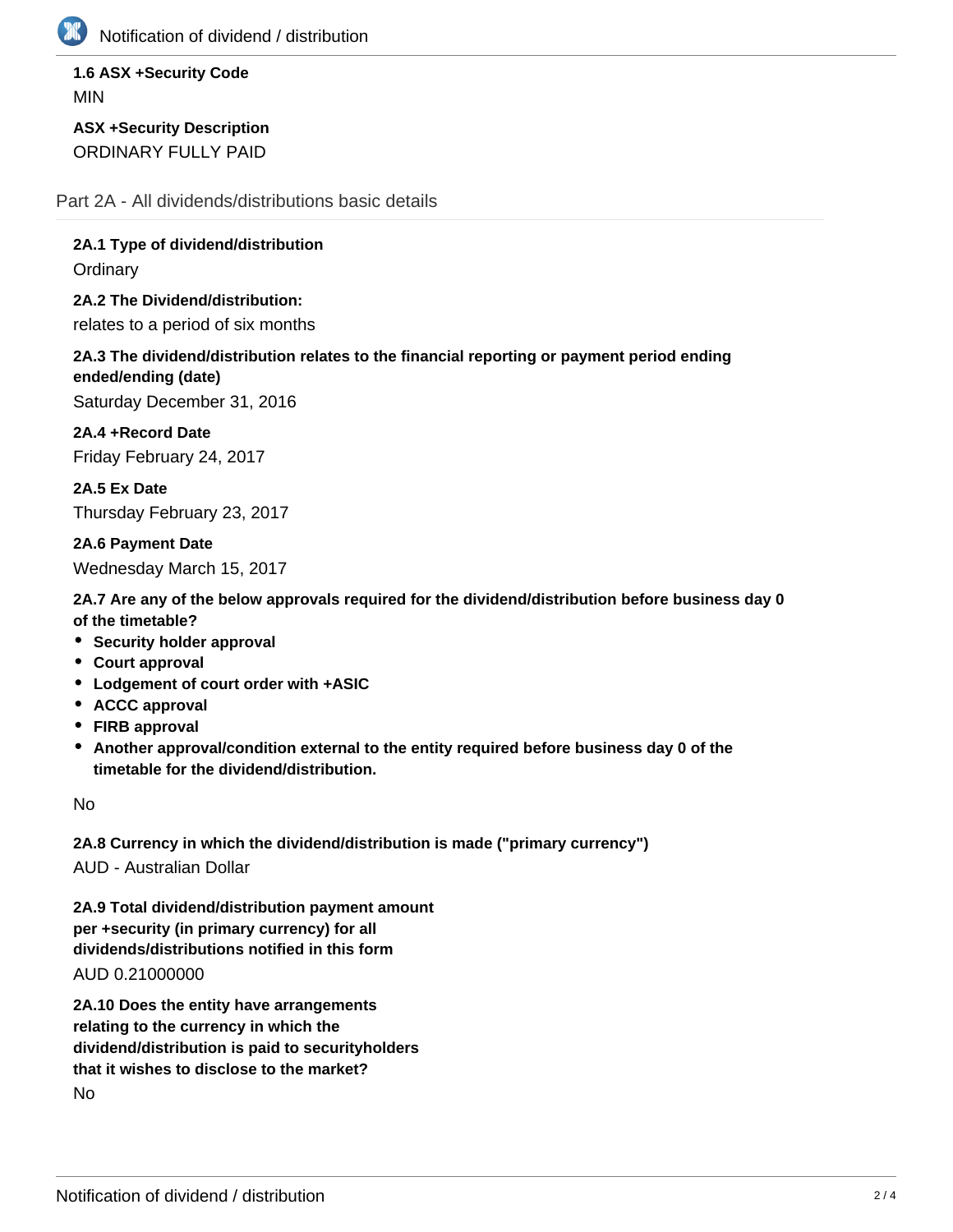**1.6 ASX +Security Code**

MIN

**ASX +Security Description**

ORDINARY FULLY PAID

## Part 2A - All dividends/distributions basic details

**2A.1 Type of dividend/distribution**

Ordinary

**2A.2 The Dividend/distribution:**

relates to a period of six months

**2A.3 The dividend/distribution relates to the financial reporting or payment period ending ended/ending (date)**

Saturday December 31, 2016

**2A.4 +Record Date**

Friday February 24, 2017

**2A.5 Ex Date**

Thursday February 23, 2017

**2A.6 Payment Date**

Wednesday March 15, 2017

**2A.7 Are any of the below approvals required for the dividend/distribution before business day 0 of the timetable?**

- **Security holder approval**
- **Court approval**
- **Lodgement of court order with +ASIC**
- **ACCC approval**
- **FIRB approval**
- **Another approval/condition external to the entity required before business day 0 of the timetable for the dividend/distribution.**

No

**2A.8 Currency in which the dividend/distribution is made ("primary currency")**

AUD - Australian Dollar

**2A.9 Total dividend/distribution payment amount per +security (in primary currency) for all dividends/distributions notified in this form**

AUD 0.21000000

**2A.10 Does the entity have arrangements relating to the currency in which the dividend/distribution is paid to securityholders that it wishes to disclose to the market?**

No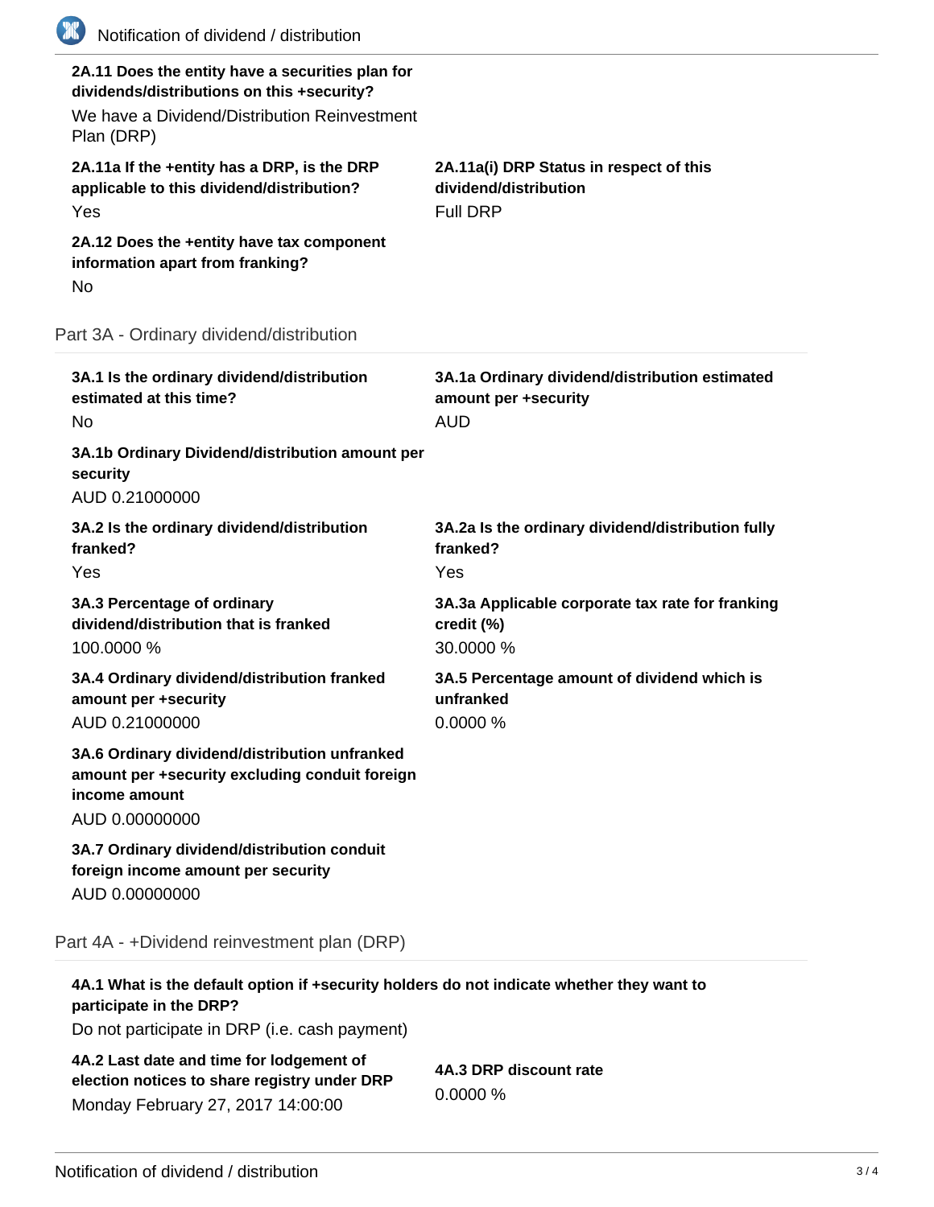**2A.11 Does the entity have a securities plan for dividends/distributions on this +security?**

We have a Dividend/Distribution Reinvestment Plan (DRP)

**2A.11a If the +entity has a DRP, is the DRP applicable to this dividend/distribution?**

Yes

**2A.11a(i) DRP Status in respect of this dividend/distribution**

Full DRP

**2A.12 Does the +entity have tax component information apart from franking?**

No

## Part 3A - Ordinary dividend/distribution

**3A.1 Is the ordinary dividend/distribution estimated at this time?**

No

**3A.1a Ordinary dividend/distribution estimated amount per +security**

AUD

**3A.1b Ordinary Dividend/distribution amount per security**

AUD 0.21000000

**3A.2 Is the ordinary dividend/distribution franked?**

Yes

**3A.2a Is the ordinary dividend/distribution fully franked?**

Yes

**3A.3 Percentage of ordinary dividend/distribution that is franked**

100.0000 %

**3A.3a Applicable corporate tax rate for franking credit (%)**

30.0000 %

**3A.4 Ordinary dividend/distribution franked amount per +security**

AUD 0.21000000

**3A.5 Percentage amount of dividend which is unfranked**

0.0000 %

**3A.6 Ordinary dividend/distribution unfranked amount per +security excluding conduit foreign income amount**

AUD 0.00000000

**3A.7 Ordinary dividend/distribution conduit foreign income amount per security**

AUD 0.00000000

## Part 4A - +Dividend reinvestment plan (DRP)

**4A.1 What is the default option if +security holders do not indicate whether they want to participate in the DRP?**

Do not participate in DRP (i.e. cash payment)

**4A.2 Last date and time for lodgement of election notices to share registry under DRP**

Monday February 27, 2017 14:00:00

**4A.3 DRP discount rate**

0.0000 %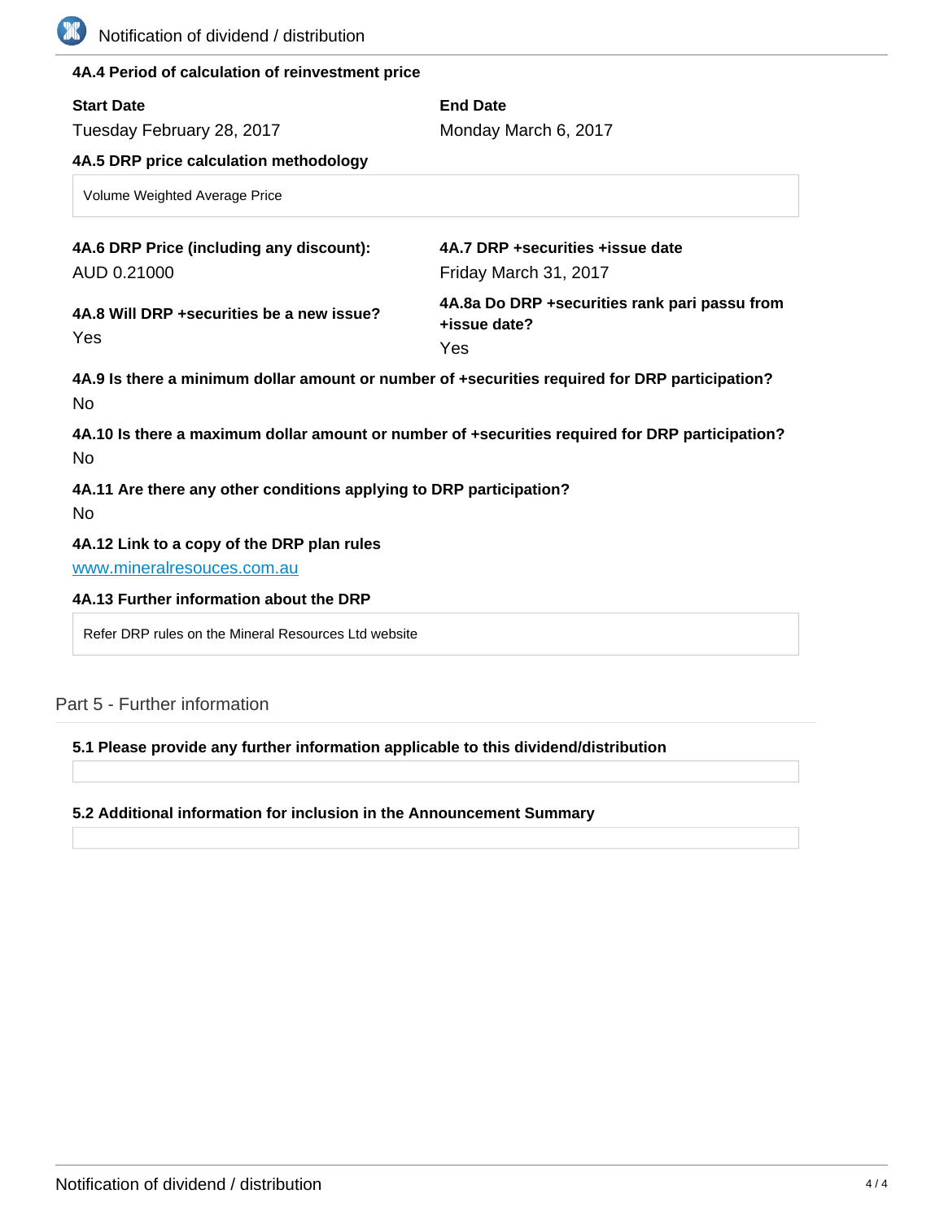#### 4A.4 Period of calculation of reinvestment price

**Start Date**
Tuesday February 28, 2017

**End Date**
Monday March 6, 2017

#### 4A.5 DRP price calculation methodology

Volume Weighted Average Price

**4A.6 DRP Price (including any discount):**
AUD 0.21000

**4A.7 DRP +securities +issue date**
Friday March 31, 2017

**4A.8 Will DRP +securities be a new issue?**
Yes

**4A.8a Do DRP +securities rank pari passu from +issue date?**
Yes

**4A.9 Is there a minimum dollar amount or number of +securities required for DRP participation?**
No

**4A.10 Is there a maximum dollar amount or number of +securities required for DRP participation?**
No

**4A.11 Are there any other conditions applying to DRP participation?**
No

**4A.12 Link to a copy of the DRP plan rules**
www.mineralresouces.com.au

**4A.13 Further information about the DRP**

Refer DRP rules on the Mineral Resources Ltd website

## Part 5 - Further information

**5.1 Please provide any further information applicable to this dividend/distribution**

**5.2 Additional information for inclusion in the Announcement Summary**